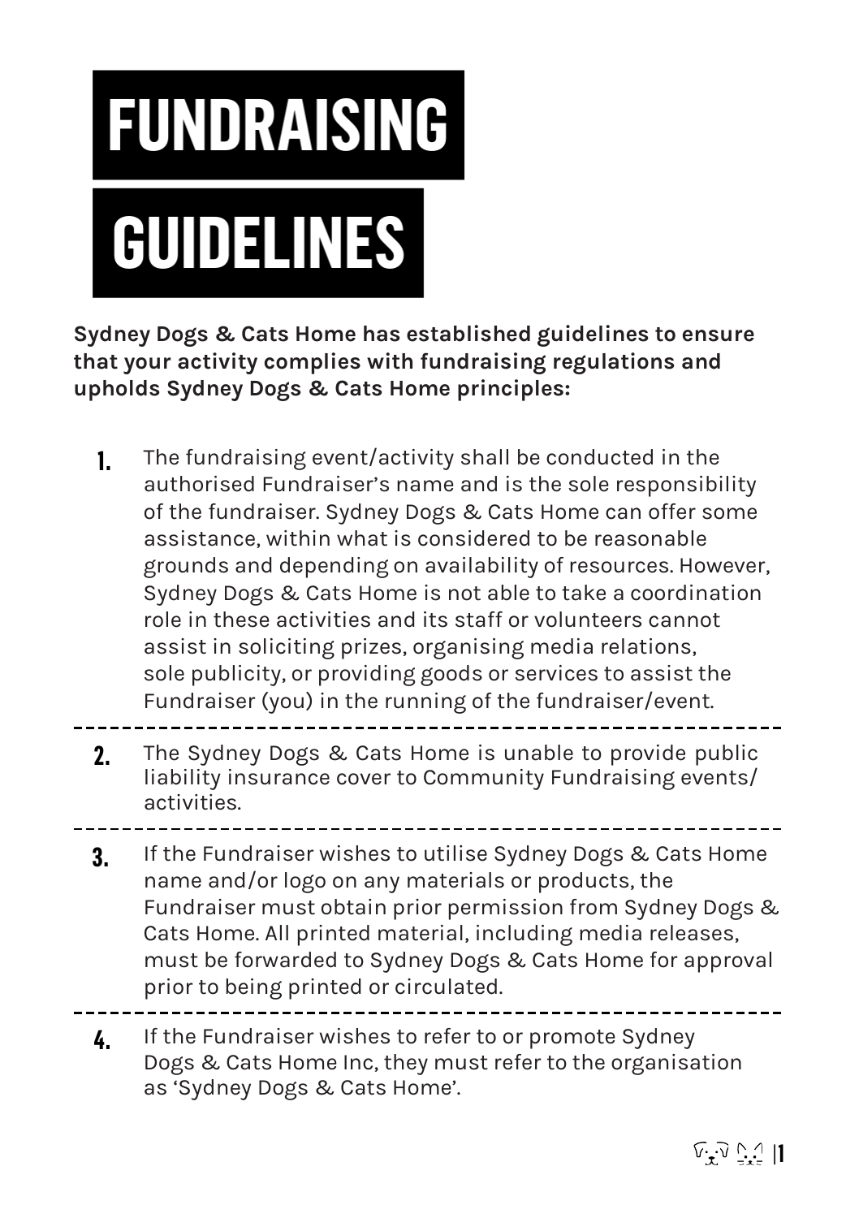# FUNDRAISING GUIDELINES

**Sydney Dogs & Cats Home has established guidelines to ensure that your activity complies with fundraising regulations and upholds Sydney Dogs & Cats Home principles:**

1. The fundraising event/activity shall be conducted in the authorised Fundraiser's name and is the sole responsibility of the fundraiser. Sydney Dogs & Cats Home can offer some assistance, within what is considered to be reasonable grounds and depending on availability of resources. However, Sydney Dogs & Cats Home is not able to take a coordination role in these activities and its staff or volunteers cannot assist in soliciting prizes, organising media relations, sole publicity, or providing goods or services to assist the Fundraiser (you) in the running of the fundraiser/event.

2. The Sydney Dogs & Cats Home is unable to provide public liability insurance cover to Community Fundraising events/activities.

3. If the Fundraiser wishes to utilise Sydney Dogs & Cats Home name and/or logo on any materials or products, the Fundraiser must obtain prior permission from Sydney Dogs & Cats Home. All printed material, including media releases, must be forwarded to Sydney Dogs & Cats Home for approval prior to being printed or circulated.

4. If the Fundraiser wishes to refer to or promote Sydney Dogs & Cats Home Inc, they must refer to the organisation as 'Sydney Dogs & Cats Home'.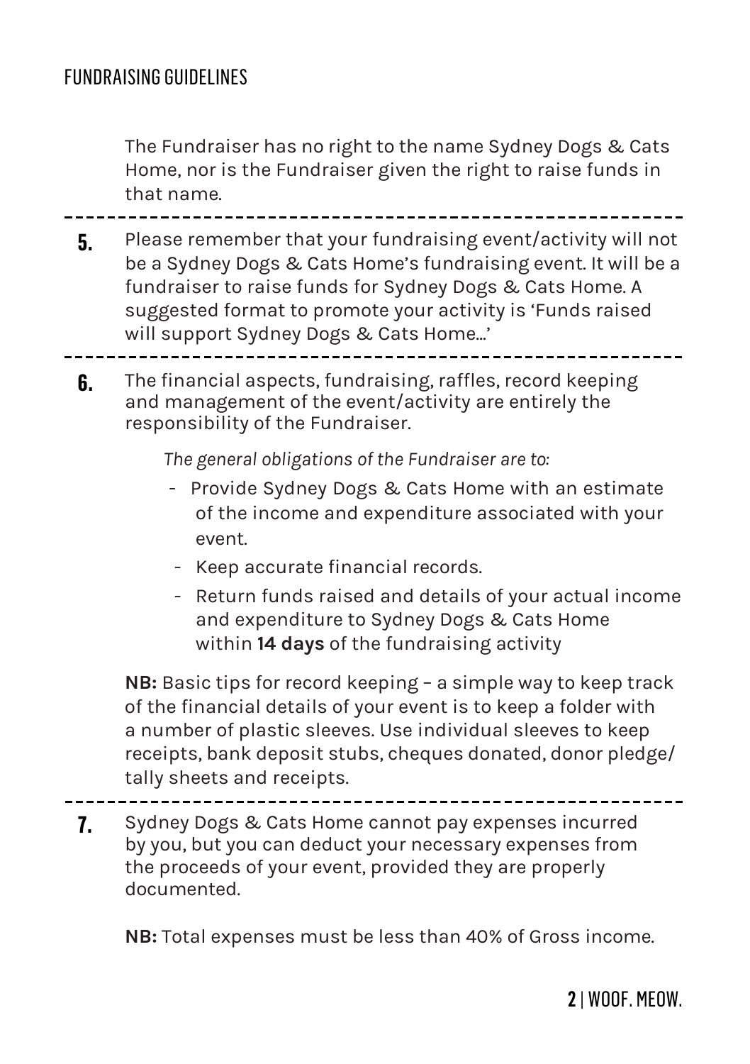The Fundraiser has no right to the name Sydney Dogs & Cats Home, nor is the Fundraiser given the right to raise funds in that name.

---

5. Please remember that your fundraising event/activity will not be a Sydney Dogs & Cats Home's fundraising event. It will be a fundraiser to raise funds for Sydney Dogs & Cats Home. A suggested format to promote your activity is 'Funds raised will support Sydney Dogs & Cats Home...'

---

6. The financial aspects, fundraising, raffles, record keeping and management of the event/activity are entirely the responsibility of the Fundraiser.

   *The general obligations of the Fundraiser are to:*

   - Provide Sydney Dogs & Cats Home with an estimate of the income and expenditure associated with your event.
   - Keep accurate financial records.
   - Return funds raised and details of your actual income and expenditure to Sydney Dogs & Cats Home within **14 days** of the fundraising activity

   **NB:** Basic tips for record keeping – a simple way to keep track of the financial details of your event is to keep a folder with a number of plastic sleeves. Use individual sleeves to keep receipts, bank deposit stubs, cheques donated, donor pledge/tally sheets and receipts.

---

7. Sydney Dogs & Cats Home cannot pay expenses incurred by you, but you can deduct your necessary expenses from the proceeds of your event, provided they are properly documented.

   **NB:** Total expenses must be less than 40% of Gross income.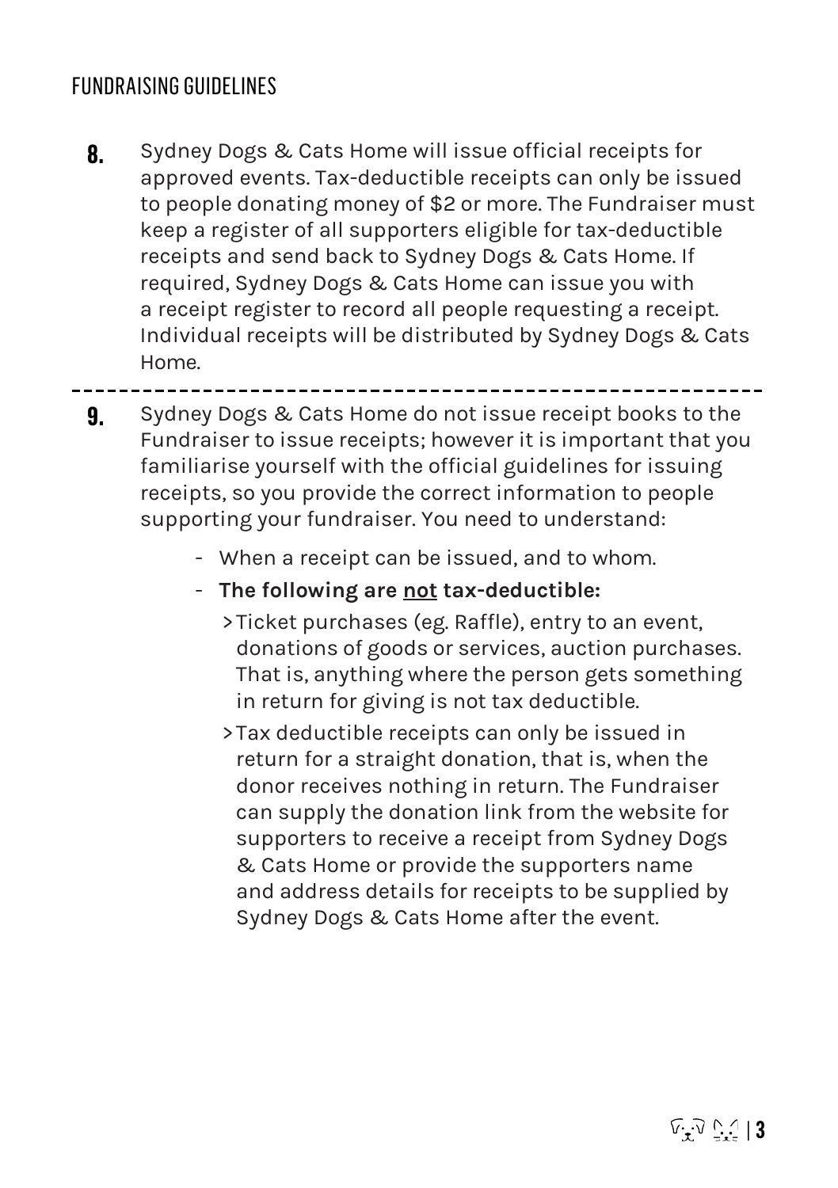## FUNDRAISING GUIDELINES

**8.** Sydney Dogs & Cats Home will issue official receipts for approved events. Tax-deductible receipts can only be issued to people donating money of $2 or more. The Fundraiser must keep a register of all supporters eligible for tax-deductible receipts and send back to Sydney Dogs & Cats Home. If required, Sydney Dogs & Cats Home can issue you with a receipt register to record all people requesting a receipt. Individual receipts will be distributed by Sydney Dogs & Cats Home.

---

**9.** Sydney Dogs & Cats Home do not issue receipt books to the Fundraiser to issue receipts; however it is important that you familiarise yourself with the official guidelines for issuing receipts, so you provide the correct information to people supporting your fundraiser. You need to understand:

- When a receipt can be issued, and to whom.
- **The following are <u>not</u> tax-deductible:**
  - Ticket purchases (eg. Raffle), entry to an event, donations of goods or services, auction purchases. That is, anything where the person gets something in return for giving is not tax deductible.
  - Tax deductible receipts can only be issued in return for a straight donation, that is, when the donor receives nothing in return. The Fundraiser can supply the donation link from the website for supporters to receive a receipt from Sydney Dogs & Cats Home or provide the supporters name and address details for receipts to be supplied by Sydney Dogs & Cats Home after the event.